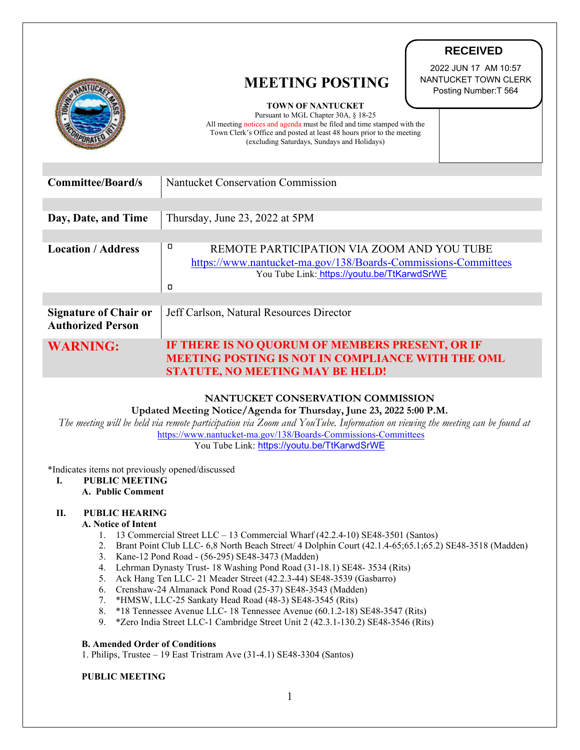**RECEIVED**

2022 JUN 17 AM 10:57
NANTUCKET TOWN CLERK
Posting Number:T 564

# MEETING POSTING

**TOWN OF NANTUCKET**
Pursuant to MGL Chapter 30A, § 18-25
All meeting notices and agenda must be filed and time stamped with the Town Clerk's Office and posted at least 48 hours prior to the meeting (excluding Saturdays, Sundays and Holidays)

| | |
|---|---|
| **Committee/Board/s** | Nantucket Conservation Commission |
| **Day, Date, and Time** | Thursday, June 23, 2022 at 5PM |
| **Location / Address** | REMOTE PARTICIPATION VIA ZOOM AND YOU TUBE<br>https://www.nantucket-ma.gov/138/Boards-Commissions-Committees<br>You Tube Link: https://youtu.be/TtKarwdSrWE |
| **Signature of Chair or Authorized Person** | Jeff Carlson, Natural Resources Director |
| **WARNING:** | **IF THERE IS NO QUORUM OF MEMBERS PRESENT, OR IF MEETING POSTING IS NOT IN COMPLIANCE WITH THE OML STATUTE, NO MEETING MAY BE HELD!** |

## NANTUCKET CONSERVATION COMMISSION

**Updated Meeting Notice/Agenda for Thursday, June 23, 2022 5:00 P.M.**

*The meeting will be held via remote participation via Zoom and YouTube. Information on viewing the meeting can be found at* https://www.nantucket-ma.gov/138/Boards-Commissions-Committees
You Tube Link: https://youtu.be/TtKarwdSrWE

*Indicates items not previously opened/discussed

**I. PUBLIC MEETING**

**A. Public Comment**

**II. PUBLIC HEARING**

**A. Notice of Intent**

1. 13 Commercial Street LLC – 13 Commercial Wharf (42.2.4-10) SE48-3501 (Santos)
2. Brant Point Club LLC- 6,8 North Beach Street/ 4 Dolphin Court (42.1.4-65;65.1;65.2) SE48-3518 (Madden)
3. Kane-12 Pond Road - (56-295) SE48-3473 (Madden)
4. Lehrman Dynasty Trust- 18 Washing Pond Road (31-18.1) SE48- 3534 (Rits)
5. Ack Hang Ten LLC- 21 Meader Street (42.2.3-44) SE48-3539 (Gasbarro)
6. Crenshaw-24 Almanack Pond Road (25-37) SE48-3543 (Madden)
7. *HMSW, LLC-25 Sankaty Head Road (48-3) SE48-3545 (Rits)
8. *18 Tennessee Avenue LLC- 18 Tennessee Avenue (60.1.2-18) SE48-3547 (Rits)
9. *Zero India Street LLC-1 Cambridge Street Unit 2 (42.3.1-130.2) SE48-3546 (Rits)

**B. Amended Order of Conditions**

1. Philips, Trustee – 19 East Tristram Ave (31-4.1) SE48-3304 (Santos)

**PUBLIC MEETING**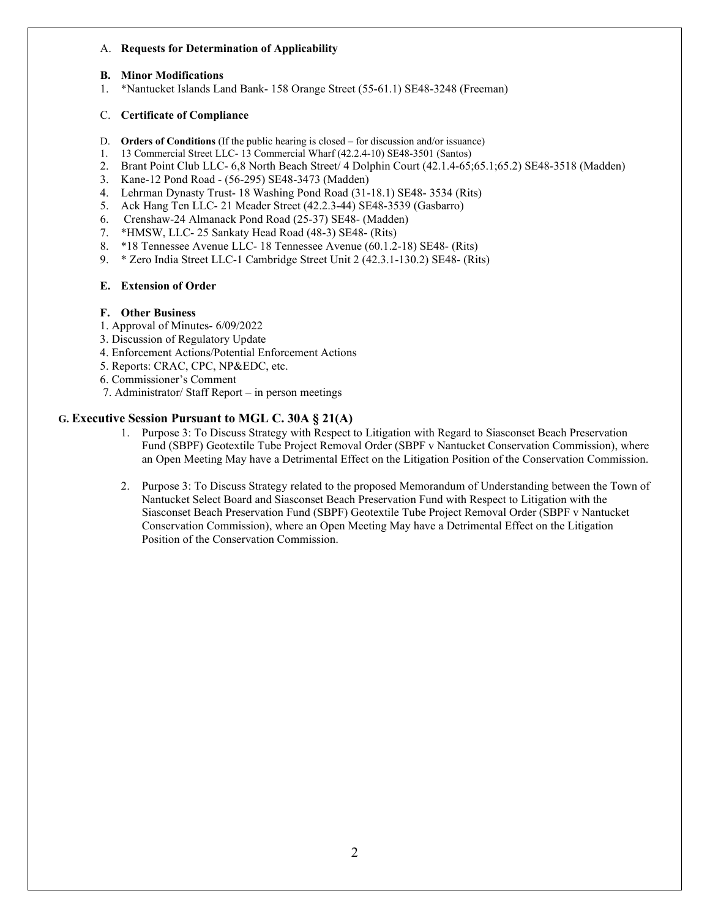A. **Requests for Determination of Applicability**

**B. Minor Modifications**

1. *Nantucket Islands Land Bank- 158 Orange Street (55-61.1) SE48-3248 (Freeman)

C. **Certificate of Compliance**

D. **Orders of Conditions** (If the public hearing is closed – for discussion and/or issuance)

1. 13 Commercial Street LLC- 13 Commercial Wharf (42.2.4-10) SE48-3501 (Santos)
2. Brant Point Club LLC- 6,8 North Beach Street/ 4 Dolphin Court (42.1.4-65;65.1;65.2) SE48-3518 (Madden)
3. Kane-12 Pond Road - (56-295) SE48-3473 (Madden)
4. Lehrman Dynasty Trust- 18 Washing Pond Road (31-18.1) SE48- 3534 (Rits)
5. Ack Hang Ten LLC- 21 Meader Street (42.2.3-44) SE48-3539 (Gasbarro)
6. Crenshaw-24 Almanack Pond Road (25-37) SE48- (Madden)
7. *HMSW, LLC- 25 Sankaty Head Road (48-3) SE48- (Rits)
8. *18 Tennessee Avenue LLC- 18 Tennessee Avenue (60.1.2-18) SE48- (Rits)
9. * Zero India Street LLC-1 Cambridge Street Unit 2 (42.3.1-130.2) SE48- (Rits)

**E. Extension of Order**

**F. Other Business**

1. Approval of Minutes- 6/09/2022
3. Discussion of Regulatory Update
4. Enforcement Actions/Potential Enforcement Actions
5. Reports: CRAC, CPC, NP&EDC, etc.
6. Commissioner's Comment
7. Administrator/ Staff Report – in person meetings

**G. Executive Session Pursuant to MGL C. 30A § 21(A)**

1. Purpose 3: To Discuss Strategy with Respect to Litigation with Regard to Siasconset Beach Preservation Fund (SBPF) Geotextile Tube Project Removal Order (SBPF v Nantucket Conservation Commission), where an Open Meeting May have a Detrimental Effect on the Litigation Position of the Conservation Commission.

2. Purpose 3: To Discuss Strategy related to the proposed Memorandum of Understanding between the Town of Nantucket Select Board and Siasconset Beach Preservation Fund with Respect to Litigation with the Siasconset Beach Preservation Fund (SBPF) Geotextile Tube Project Removal Order (SBPF v Nantucket Conservation Commission), where an Open Meeting May have a Detrimental Effect on the Litigation Position of the Conservation Commission.